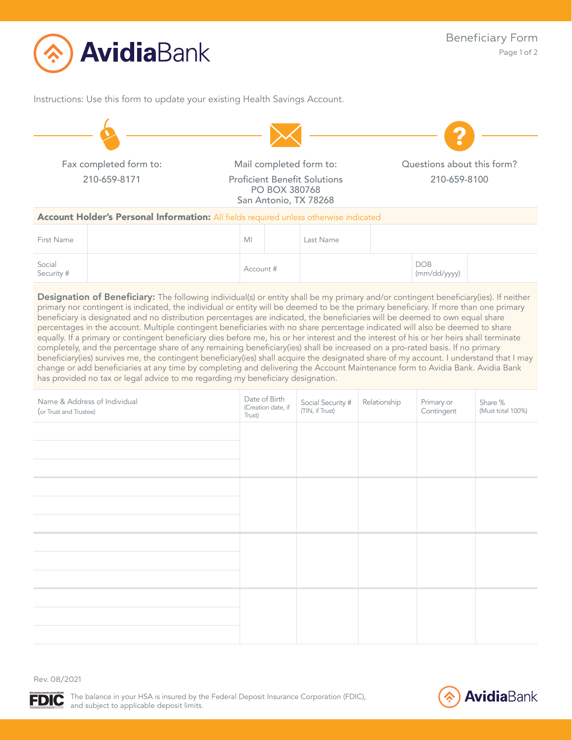# AvidiaBank

## Beneficiary Form

Instructions: Use this form to update your existing Health Savings Account.

| Fax completed form to: | Mail completed form to: | Questions about this form? |
|---|---|---|
| 210-659-8171 | Proficient Benefit Solutions<br>PO BOX 380768<br>San Antonio, TX 78268 | 210-659-8100 |

**Account Holder's Personal Information:** All fields required unless otherwise indicated

| First Name | | MI | | Last Name | |
|---|---|---|---|---|---|
| Social Security # | | Account # | | DOB (mm/dd/yyyy) | |

**Designation of Beneficiary:** The following individual(s) or entity shall be my primary and/or contingent beneficiary(ies). If neither primary nor contingent is indicated, the individual or entity will be deemed to be the primary beneficiary. If more than one primary beneficiary is designated and no distribution percentages are indicated, the beneficiaries will be deemed to own equal share percentages in the account. Multiple contingent beneficiaries with no share percentage indicated will also be deemed to share equally. If a primary or contingent beneficiary dies before me, his or her interest and the interest of his or her heirs shall terminate completely, and the percentage share of any remaining beneficiary(ies) shall be increased on a pro-rated basis. If no primary beneficiary(ies) survives me, the contingent beneficiary(ies) shall acquire the designated share of my account. I understand that I may change or add beneficiaries at any time by completing and delivering the Account Maintenance form to Avidia Bank. Avidia Bank has provided no tax or legal advice to me regarding my beneficiary designation.

| Name & Address of Individual (or Trust and Trustee) | Date of Birth (Creation date, if Trust) | Social Security # (TIN, if Trust) | Relationship | Primary or Contingent | Share % (Must total 100%) |
|---|---|---|---|---|---|
| | | | | | |
| | | | | | |
| | | | | | |
| | | | | | |

Rev. 08/2021

The balance in your HSA is insured by the Federal Deposit Insurance Corporation (FDIC), and subject to applicable deposit limits.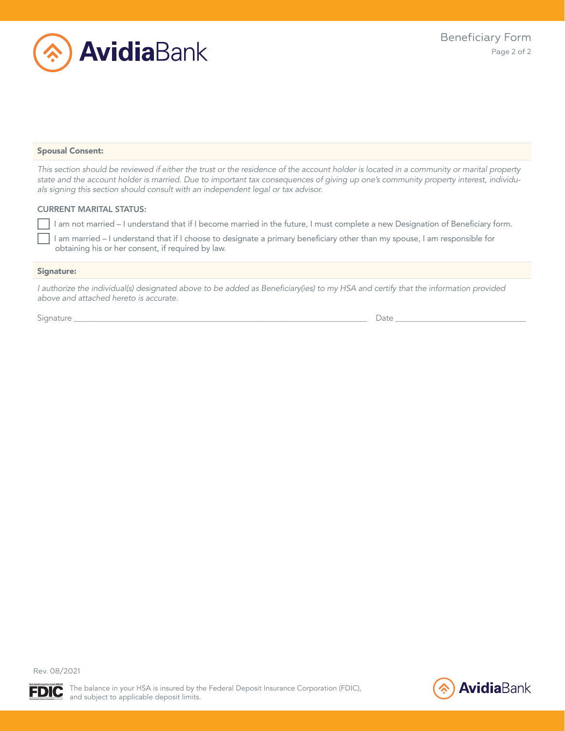## Spousal Consent:

*This section should be reviewed if either the trust or the residence of the account holder is located in a community or marital property state and the account holder is married. Due to important tax consequences of giving up one's community property interest, individuals signing this section should consult with an independent legal or tax advisor.*

CURRENT MARITAL STATUS:

☐ I am not married – I understand that if I become married in the future, I must complete a new Designation of Beneficiary form.

☐ I am married – I understand that if I choose to designate a primary beneficiary other than my spouse, I am responsible for obtaining his or her consent, if required by law.

## Signature:

*I authorize the individual(s) designated above to be added as Beneficiary(ies) to my HSA and certify that the information provided above and attached hereto is accurate.*

Signature ______________________________________________ Date ________________________

Rev. 08/2021

The balance in your HSA is insured by the Federal Deposit Insurance Corporation (FDIC), and subject to applicable deposit limits.